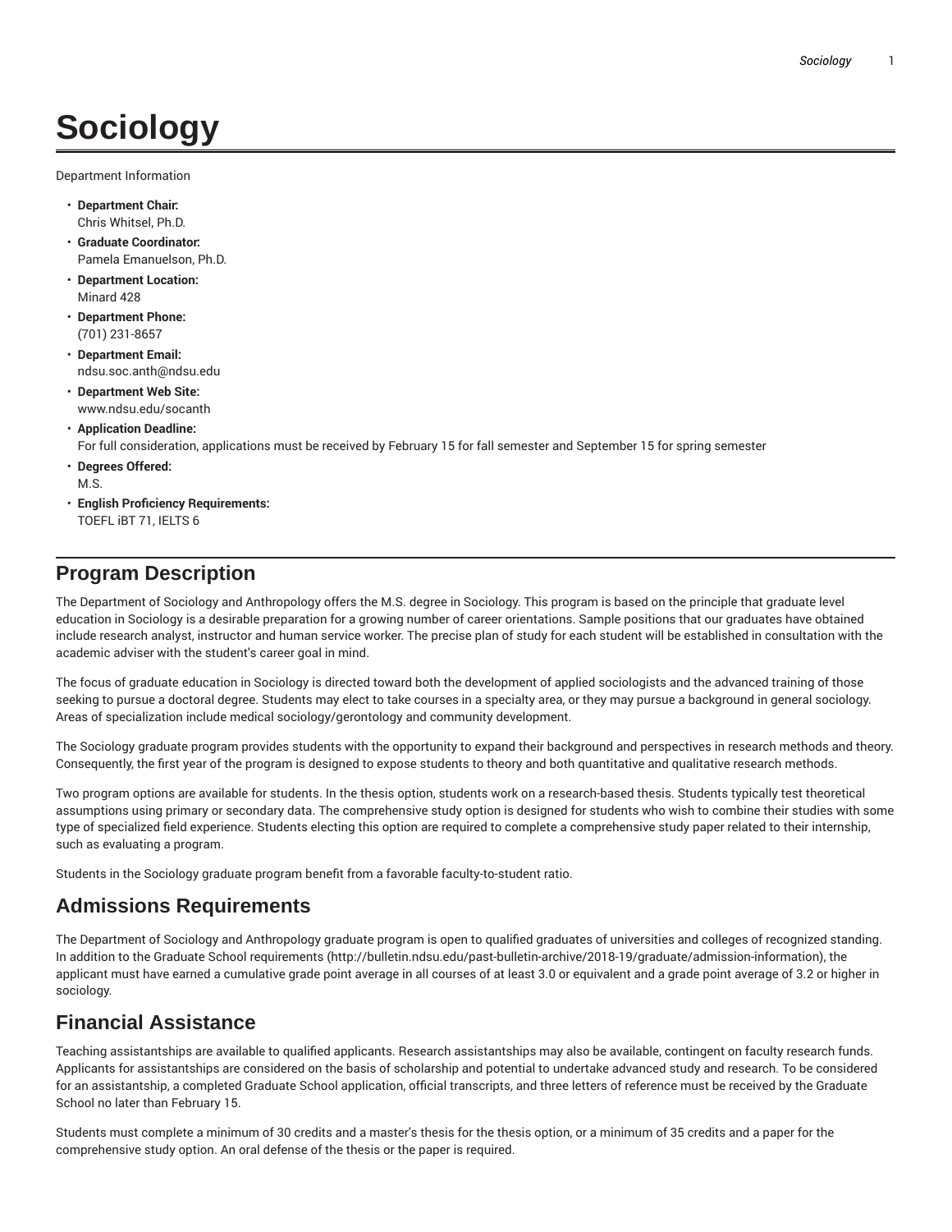# Sociology

Department Information

- **Department Chair:**
  Chris Whitsel, Ph.D.
- **Graduate Coordinator:**
  Pamela Emanuelson, Ph.D.
- **Department Location:**
  Minard 428
- **Department Phone:**
  (701) 231-8657
- **Department Email:**
  ndsu.soc.anth@ndsu.edu
- **Department Web Site:**
  www.ndsu.edu/socanth
- **Application Deadline:**
  For full consideration, applications must be received by February 15 for fall semester and September 15 for spring semester
- **Degrees Offered:**
  M.S.
- **English Proficiency Requirements:**
  TOEFL iBT 71, IELTS 6

## Program Description

The Department of Sociology and Anthropology offers the M.S. degree in Sociology. This program is based on the principle that graduate level education in Sociology is a desirable preparation for a growing number of career orientations. Sample positions that our graduates have obtained include research analyst, instructor and human service worker. The precise plan of study for each student will be established in consultation with the academic adviser with the student's career goal in mind.

The focus of graduate education in Sociology is directed toward both the development of applied sociologists and the advanced training of those seeking to pursue a doctoral degree. Students may elect to take courses in a specialty area, or they may pursue a background in general sociology. Areas of specialization include medical sociology/gerontology and community development.

The Sociology graduate program provides students with the opportunity to expand their background and perspectives in research methods and theory. Consequently, the first year of the program is designed to expose students to theory and both quantitative and qualitative research methods.

Two program options are available for students. In the thesis option, students work on a research-based thesis. Students typically test theoretical assumptions using primary or secondary data. The comprehensive study option is designed for students who wish to combine their studies with some type of specialized field experience. Students electing this option are required to complete a comprehensive study paper related to their internship, such as evaluating a program.

Students in the Sociology graduate program benefit from a favorable faculty-to-student ratio.

## Admissions Requirements

The Department of Sociology and Anthropology graduate program is open to qualified graduates of universities and colleges of recognized standing. In addition to the Graduate School requirements (http://bulletin.ndsu.edu/past-bulletin-archive/2018-19/graduate/admission-information), the applicant must have earned a cumulative grade point average in all courses of at least 3.0 or equivalent and a grade point average of 3.2 or higher in sociology.

## Financial Assistance

Teaching assistantships are available to qualified applicants. Research assistantships may also be available, contingent on faculty research funds. Applicants for assistantships are considered on the basis of scholarship and potential to undertake advanced study and research. To be considered for an assistantship, a completed Graduate School application, official transcripts, and three letters of reference must be received by the Graduate School no later than February 15.

Students must complete a minimum of 30 credits and a master's thesis for the thesis option, or a minimum of 35 credits and a paper for the comprehensive study option. An oral defense of the thesis or the paper is required.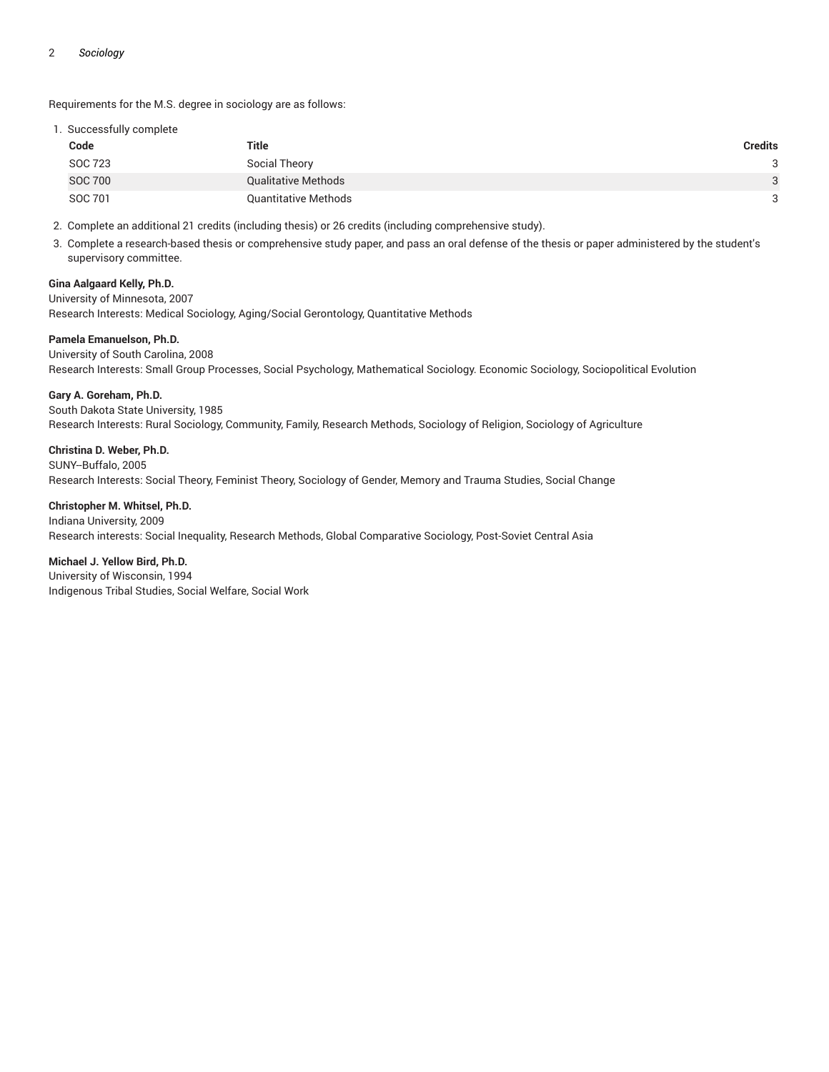Requirements for the M.S. degree in sociology are as follows:

1. Successfully complete

| Code | Title | Credits |
|---|---|---|
| SOC 723 | Social Theory | 3 |
| SOC 700 | Qualitative Methods | 3 |
| SOC 701 | Quantitative Methods | 3 |

2. Complete an additional 21 credits (including thesis) or 26 credits (including comprehensive study).
3. Complete a research-based thesis or comprehensive study paper, and pass an oral defense of the thesis or paper administered by the student's supervisory committee.

**Gina Aalgaard Kelly, Ph.D.**
University of Minnesota, 2007
Research Interests: Medical Sociology, Aging/Social Gerontology, Quantitative Methods

**Pamela Emanuelson, Ph.D.**
University of South Carolina, 2008
Research Interests: Small Group Processes, Social Psychology, Mathematical Sociology. Economic Sociology, Sociopolitical Evolution

**Gary A. Goreham, Ph.D.**
South Dakota State University, 1985
Research Interests: Rural Sociology, Community, Family, Research Methods, Sociology of Religion, Sociology of Agriculture

**Christina D. Weber, Ph.D.**
SUNY--Buffalo, 2005
Research Interests: Social Theory, Feminist Theory, Sociology of Gender, Memory and Trauma Studies, Social Change

**Christopher M. Whitsel, Ph.D.**
Indiana University, 2009
Research interests: Social Inequality, Research Methods, Global Comparative Sociology, Post-Soviet Central Asia

**Michael J. Yellow Bird, Ph.D.**
University of Wisconsin, 1994
Indigenous Tribal Studies, Social Welfare, Social Work